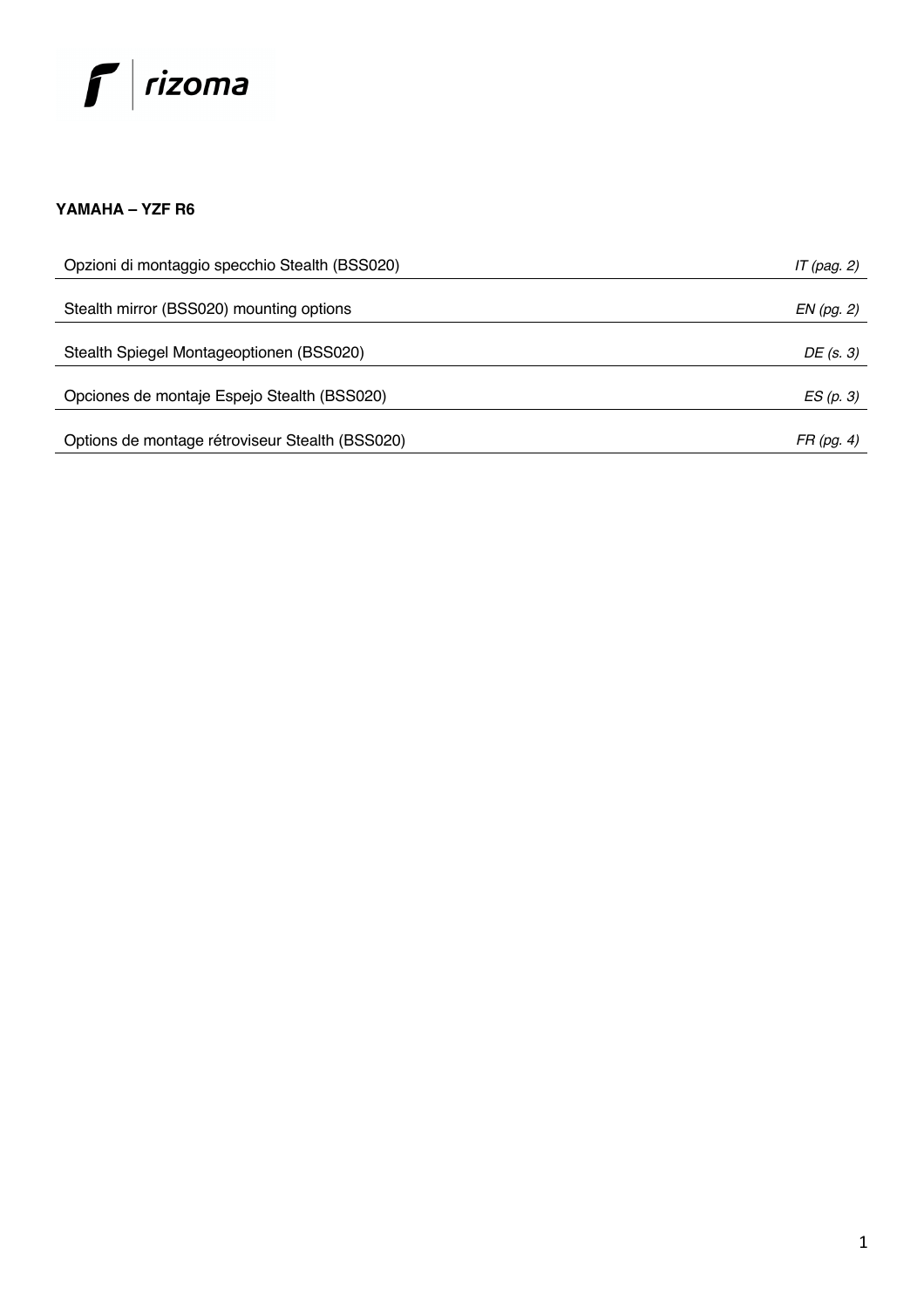rizoma

**YAMAHA – YZF R6**

| | |
|---|---|
| Opzioni di montaggio specchio Stealth (BSS020) | *IT (pag. 2)* |
| Stealth mirror (BSS020) mounting options | *EN (pg. 2)* |
| Stealth Spiegel Montageoptionen (BSS020) | *DE (s. 3)* |
| Opciones de montaje Espejo Stealth (BSS020) | *ES (p. 3)* |
| Options de montage rétroviseur Stealth (BSS020) | *FR (pg. 4)* |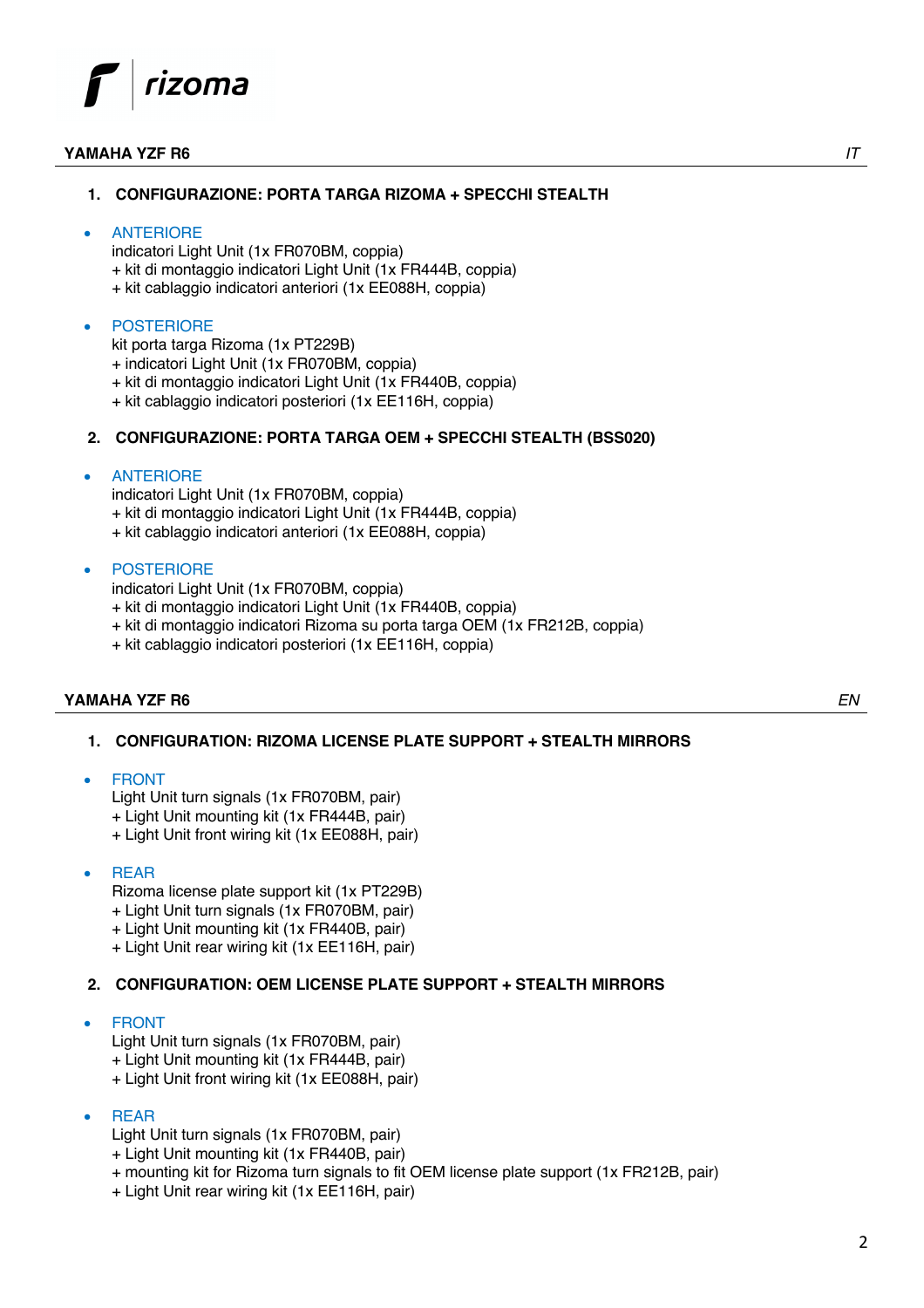## YAMAHA YZF R6

*IT*

### 1. CONFIGURAZIONE: PORTA TARGA RIZOMA + SPECCHI STEALTH

- ANTERIORE
  indicatori Light Unit (1x FR070BM, coppia)
  + kit di montaggio indicatori Light Unit (1x FR444B, coppia)
  + kit cablaggio indicatori anteriori (1x EE088H, coppia)

- POSTERIORE
  kit porta targa Rizoma (1x PT229B)
  + indicatori Light Unit (1x FR070BM, coppia)
  + kit di montaggio indicatori Light Unit (1x FR440B, coppia)
  + kit cablaggio indicatori posteriori (1x EE116H, coppia)

### 2. CONFIGURAZIONE: PORTA TARGA OEM + SPECCHI STEALTH (BSS020)

- ANTERIORE
  indicatori Light Unit (1x FR070BM, coppia)
  + kit di montaggio indicatori Light Unit (1x FR444B, coppia)
  + kit cablaggio indicatori anteriori (1x EE088H, coppia)

- POSTERIORE
  indicatori Light Unit (1x FR070BM, coppia)
  + kit di montaggio indicatori Light Unit (1x FR440B, coppia)
  + kit di montaggio indicatori Rizoma su porta targa OEM (1x FR212B, coppia)
  + kit cablaggio indicatori posteriori (1x EE116H, coppia)

## YAMAHA YZF R6

*EN*

### 1. CONFIGURATION: RIZOMA LICENSE PLATE SUPPORT + STEALTH MIRRORS

- FRONT
  Light Unit turn signals (1x FR070BM, pair)
  + Light Unit mounting kit (1x FR444B, pair)
  + Light Unit front wiring kit (1x EE088H, pair)

- REAR
  Rizoma license plate support kit (1x PT229B)
  + Light Unit turn signals (1x FR070BM, pair)
  + Light Unit mounting kit (1x FR440B, pair)
  + Light Unit rear wiring kit (1x EE116H, pair)

### 2. CONFIGURATION: OEM LICENSE PLATE SUPPORT + STEALTH MIRRORS

- FRONT
  Light Unit turn signals (1x FR070BM, pair)
  + Light Unit mounting kit (1x FR444B, pair)
  + Light Unit front wiring kit (1x EE088H, pair)

- REAR
  Light Unit turn signals (1x FR070BM, pair)
  + Light Unit mounting kit (1x FR440B, pair)
  + mounting kit for Rizoma turn signals to fit OEM license plate support (1x FR212B, pair)
  + Light Unit rear wiring kit (1x EE116H, pair)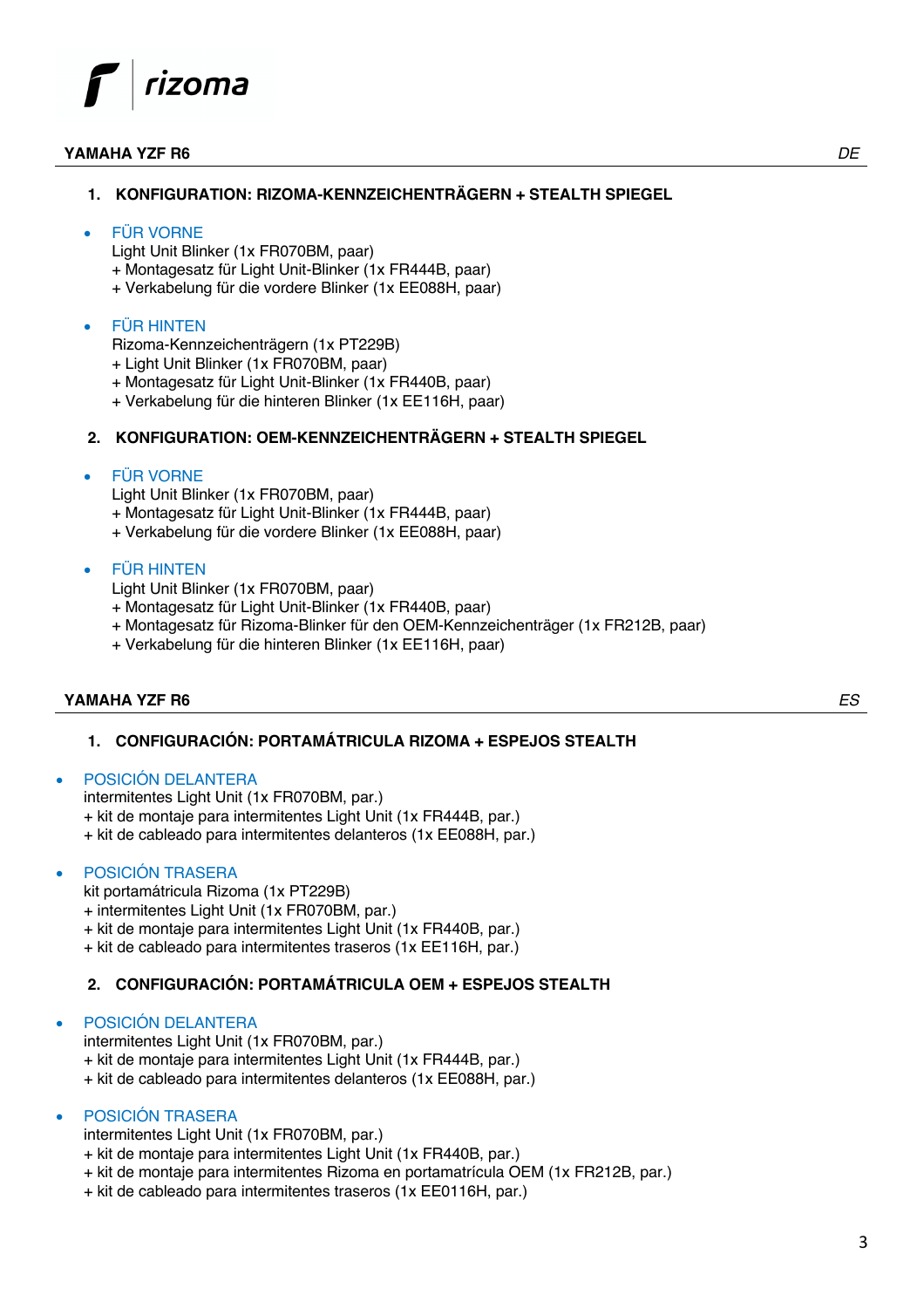## YAMAHA YZF R6

*DE*

### 1. KONFIGURATION: RIZOMA-KENNZEICHENTRÄGERN + STEALTH SPIEGEL

- FÜR VORNE
  Light Unit Blinker (1x FR070BM, paar)
  + Montagesatz für Light Unit-Blinker (1x FR444B, paar)
  + Verkabelung für die vordere Blinker (1x EE088H, paar)

- FÜR HINTEN
  Rizoma-Kennzeichenträgern (1x PT229B)
  + Light Unit Blinker (1x FR070BM, paar)
  + Montagesatz für Light Unit-Blinker (1x FR440B, paar)
  + Verkabelung für die hinteren Blinker (1x EE116H, paar)

### 2. KONFIGURATION: OEM-KENNZEICHENTRÄGERN + STEALTH SPIEGEL

- FÜR VORNE
  Light Unit Blinker (1x FR070BM, paar)
  + Montagesatz für Light Unit-Blinker (1x FR444B, paar)
  + Verkabelung für die vordere Blinker (1x EE088H, paar)

- FÜR HINTEN
  Light Unit Blinker (1x FR070BM, paar)
  + Montagesatz für Light Unit-Blinker (1x FR440B, paar)
  + Montagesatz für Rizoma-Blinker für den OEM-Kennzeichenträger (1x FR212B, paar)
  + Verkabelung für die hinteren Blinker (1x EE116H, paar)

## YAMAHA YZF R6

*ES*

### 1. CONFIGURACIÓN: PORTAMÁTRICULA RIZOMA + ESPEJOS STEALTH

- POSICIÓN DELANTERA
  intermitentes Light Unit (1x FR070BM, par.)
  + kit de montaje para intermitentes Light Unit (1x FR444B, par.)
  + kit de cableado para intermitentes delanteros (1x EE088H, par.)

- POSICIÓN TRASERA
  kit portamátricula Rizoma (1x PT229B)
  + intermitentes Light Unit (1x FR070BM, par.)
  + kit de montaje para intermitentes Light Unit (1x FR440B, par.)
  + kit de cableado para intermitentes traseros (1x EE116H, par.)

### 2. CONFIGURACIÓN: PORTAMÁTRICULA OEM + ESPEJOS STEALTH

- POSICIÓN DELANTERA
  intermitentes Light Unit (1x FR070BM, par.)
  + kit de montaje para intermitentes Light Unit (1x FR444B, par.)
  + kit de cableado para intermitentes delanteros (1x EE088H, par.)

- POSICIÓN TRASERA
  intermitentes Light Unit (1x FR070BM, par.)
  + kit de montaje para intermitentes Light Unit (1x FR440B, par.)
  + kit de montaje para intermitentes Rizoma en portamatrícula OEM (1x FR212B, par.)
  + kit de cableado para intermitentes traseros (1x EE0116H, par.)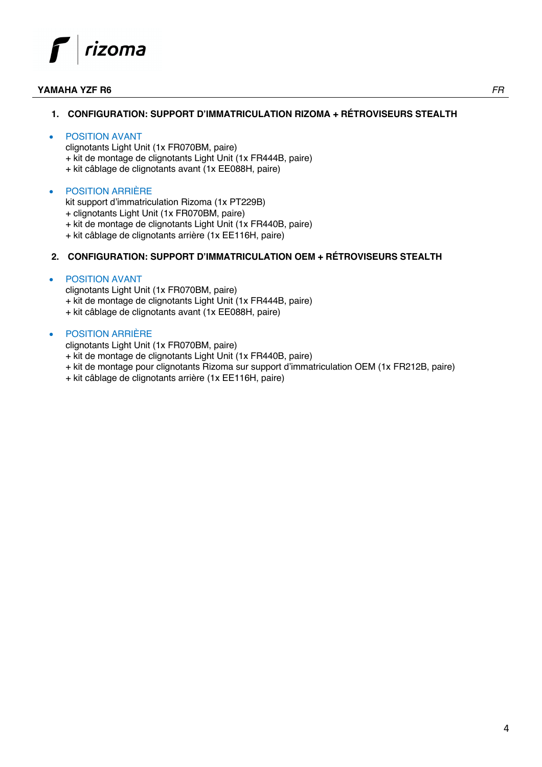**YAMAHA YZF R6** *FR*

1. **CONFIGURATION: SUPPORT D'IMMATRICULATION RIZOMA + RÉTROVISEURS STEALTH**

- POSITION AVANT
  clignotants Light Unit (1x FR070BM, paire)
  + kit de montage de clignotants Light Unit (1x FR444B, paire)
  + kit câblage de clignotants avant (1x EE088H, paire)

- POSITION ARRIÈRE
  kit support d'immatriculation Rizoma (1x PT229B)
  + clignotants Light Unit (1x FR070BM, paire)
  + kit de montage de clignotants Light Unit (1x FR440B, paire)
  + kit câblage de clignotants arrière (1x EE116H, paire)

2. **CONFIGURATION: SUPPORT D'IMMATRICULATION OEM + RÉTROVISEURS STEALTH**

- POSITION AVANT
  clignotants Light Unit (1x FR070BM, paire)
  + kit de montage de clignotants Light Unit (1x FR444B, paire)
  + kit câblage de clignotants avant (1x EE088H, paire)

- POSITION ARRIÈRE
  clignotants Light Unit (1x FR070BM, paire)
  + kit de montage de clignotants Light Unit (1x FR440B, paire)
  + kit de montage pour clignotants Rizoma sur support d'immatriculation OEM (1x FR212B, paire)
  + kit câblage de clignotants arrière (1x EE116H, paire)